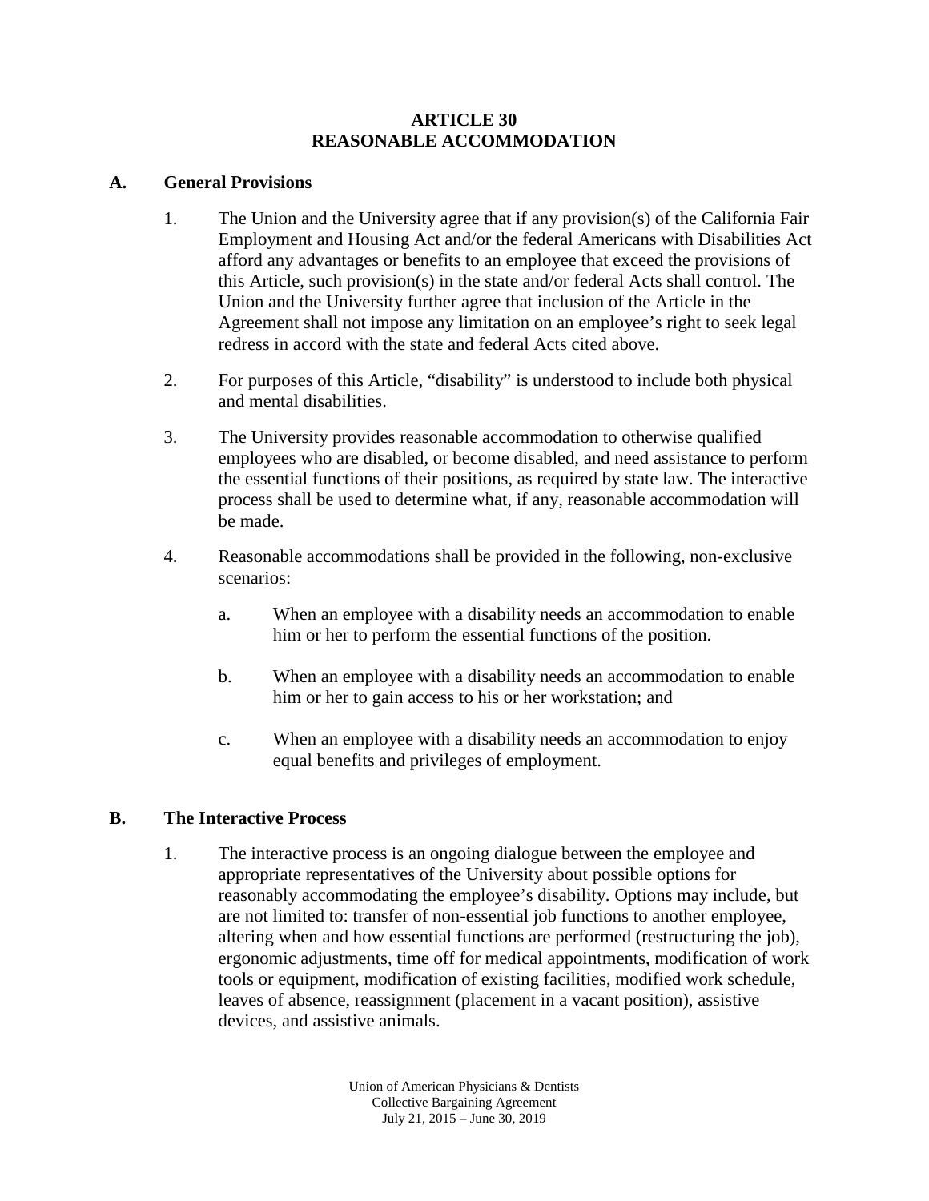# ARTICLE 30
# REASONABLE ACCOMMODATION

## A. General Provisions

1. The Union and the University agree that if any provision(s) of the California Fair Employment and Housing Act and/or the federal Americans with Disabilities Act afford any advantages or benefits to an employee that exceed the provisions of this Article, such provision(s) in the state and/or federal Acts shall control. The Union and the University further agree that inclusion of the Article in the Agreement shall not impose any limitation on an employee's right to seek legal redress in accord with the state and federal Acts cited above.

2. For purposes of this Article, "disability" is understood to include both physical and mental disabilities.

3. The University provides reasonable accommodation to otherwise qualified employees who are disabled, or become disabled, and need assistance to perform the essential functions of their positions, as required by state law. The interactive process shall be used to determine what, if any, reasonable accommodation will be made.

4. Reasonable accommodations shall be provided in the following, non-exclusive scenarios:

   a. When an employee with a disability needs an accommodation to enable him or her to perform the essential functions of the position.

   b. When an employee with a disability needs an accommodation to enable him or her to gain access to his or her workstation; and

   c. When an employee with a disability needs an accommodation to enjoy equal benefits and privileges of employment.

## B. The Interactive Process

1. The interactive process is an ongoing dialogue between the employee and appropriate representatives of the University about possible options for reasonably accommodating the employee's disability. Options may include, but are not limited to: transfer of non-essential job functions to another employee, altering when and how essential functions are performed (restructuring the job), ergonomic adjustments, time off for medical appointments, modification of work tools or equipment, modification of existing facilities, modified work schedule, leaves of absence, reassignment (placement in a vacant position), assistive devices, and assistive animals.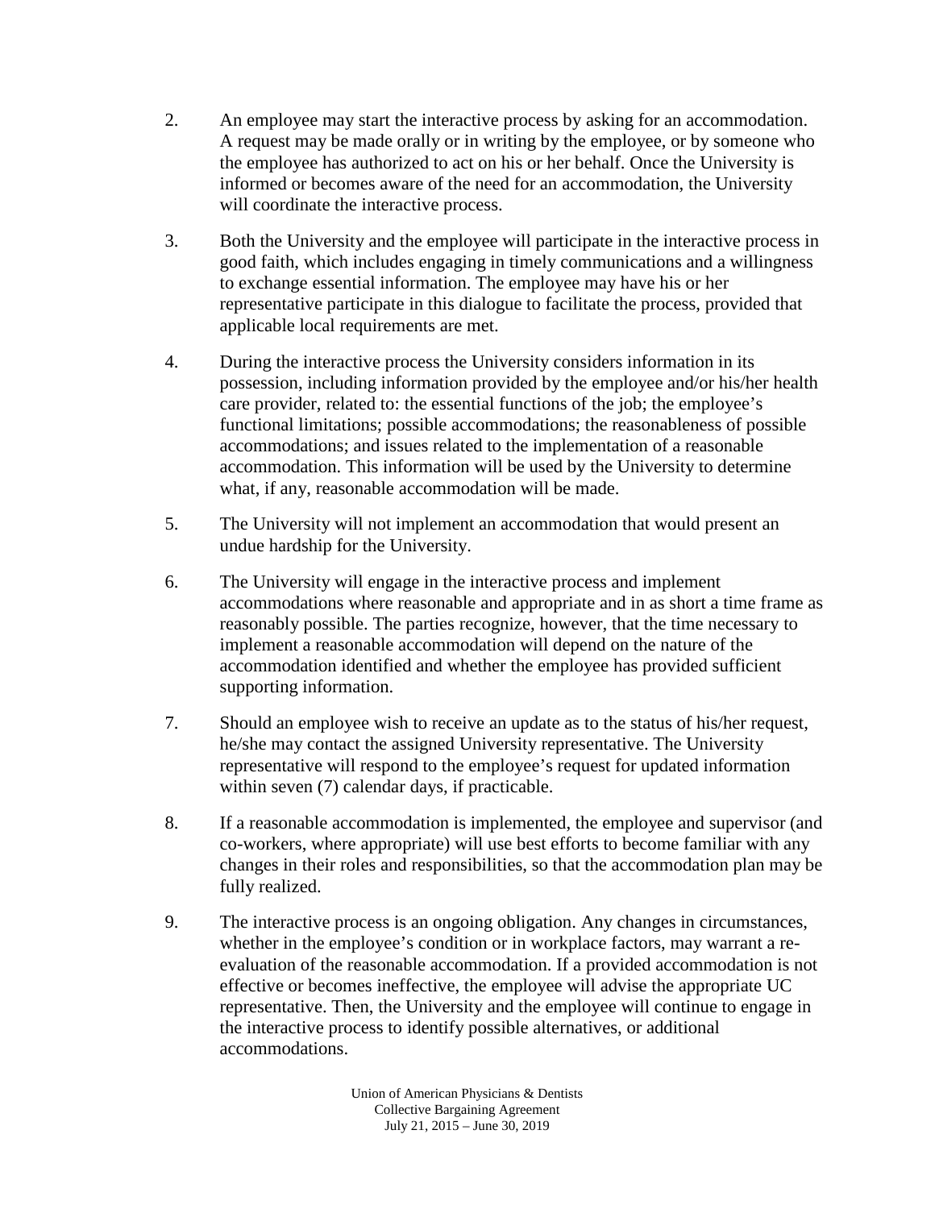2. An employee may start the interactive process by asking for an accommodation. A request may be made orally or in writing by the employee, or by someone who the employee has authorized to act on his or her behalf. Once the University is informed or becomes aware of the need for an accommodation, the University will coordinate the interactive process.

3. Both the University and the employee will participate in the interactive process in good faith, which includes engaging in timely communications and a willingness to exchange essential information. The employee may have his or her representative participate in this dialogue to facilitate the process, provided that applicable local requirements are met.

4. During the interactive process the University considers information in its possession, including information provided by the employee and/or his/her health care provider, related to: the essential functions of the job; the employee's functional limitations; possible accommodations; the reasonableness of possible accommodations; and issues related to the implementation of a reasonable accommodation. This information will be used by the University to determine what, if any, reasonable accommodation will be made.

5. The University will not implement an accommodation that would present an undue hardship for the University.

6. The University will engage in the interactive process and implement accommodations where reasonable and appropriate and in as short a time frame as reasonably possible. The parties recognize, however, that the time necessary to implement a reasonable accommodation will depend on the nature of the accommodation identified and whether the employee has provided sufficient supporting information.

7. Should an employee wish to receive an update as to the status of his/her request, he/she may contact the assigned University representative. The University representative will respond to the employee's request for updated information within seven (7) calendar days, if practicable.

8. If a reasonable accommodation is implemented, the employee and supervisor (and co-workers, where appropriate) will use best efforts to become familiar with any changes in their roles and responsibilities, so that the accommodation plan may be fully realized.

9. The interactive process is an ongoing obligation. Any changes in circumstances, whether in the employee's condition or in workplace factors, may warrant a re-evaluation of the reasonable accommodation. If a provided accommodation is not effective or becomes ineffective, the employee will advise the appropriate UC representative. Then, the University and the employee will continue to engage in the interactive process to identify possible alternatives, or additional accommodations.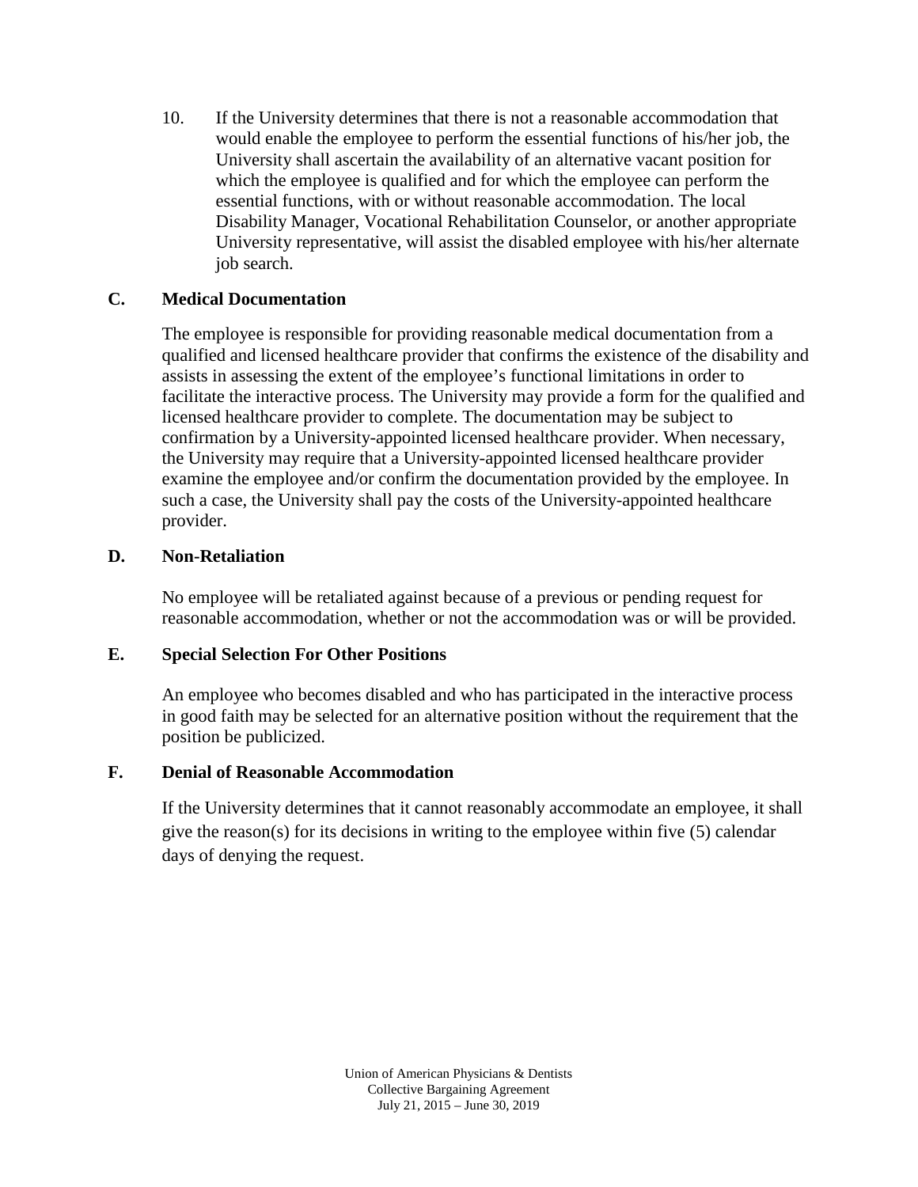10. If the University determines that there is not a reasonable accommodation that would enable the employee to perform the essential functions of his/her job, the University shall ascertain the availability of an alternative vacant position for which the employee is qualified and for which the employee can perform the essential functions, with or without reasonable accommodation. The local Disability Manager, Vocational Rehabilitation Counselor, or another appropriate University representative, will assist the disabled employee with his/her alternate job search.

### C. Medical Documentation

The employee is responsible for providing reasonable medical documentation from a qualified and licensed healthcare provider that confirms the existence of the disability and assists in assessing the extent of the employee's functional limitations in order to facilitate the interactive process. The University may provide a form for the qualified and licensed healthcare provider to complete. The documentation may be subject to confirmation by a University-appointed licensed healthcare provider. When necessary, the University may require that a University-appointed licensed healthcare provider examine the employee and/or confirm the documentation provided by the employee. In such a case, the University shall pay the costs of the University-appointed healthcare provider.

### D. Non-Retaliation

No employee will be retaliated against because of a previous or pending request for reasonable accommodation, whether or not the accommodation was or will be provided.

### E. Special Selection For Other Positions

An employee who becomes disabled and who has participated in the interactive process in good faith may be selected for an alternative position without the requirement that the position be publicized.

### F. Denial of Reasonable Accommodation

If the University determines that it cannot reasonably accommodate an employee, it shall give the reason(s) for its decisions in writing to the employee within five (5) calendar days of denying the request.